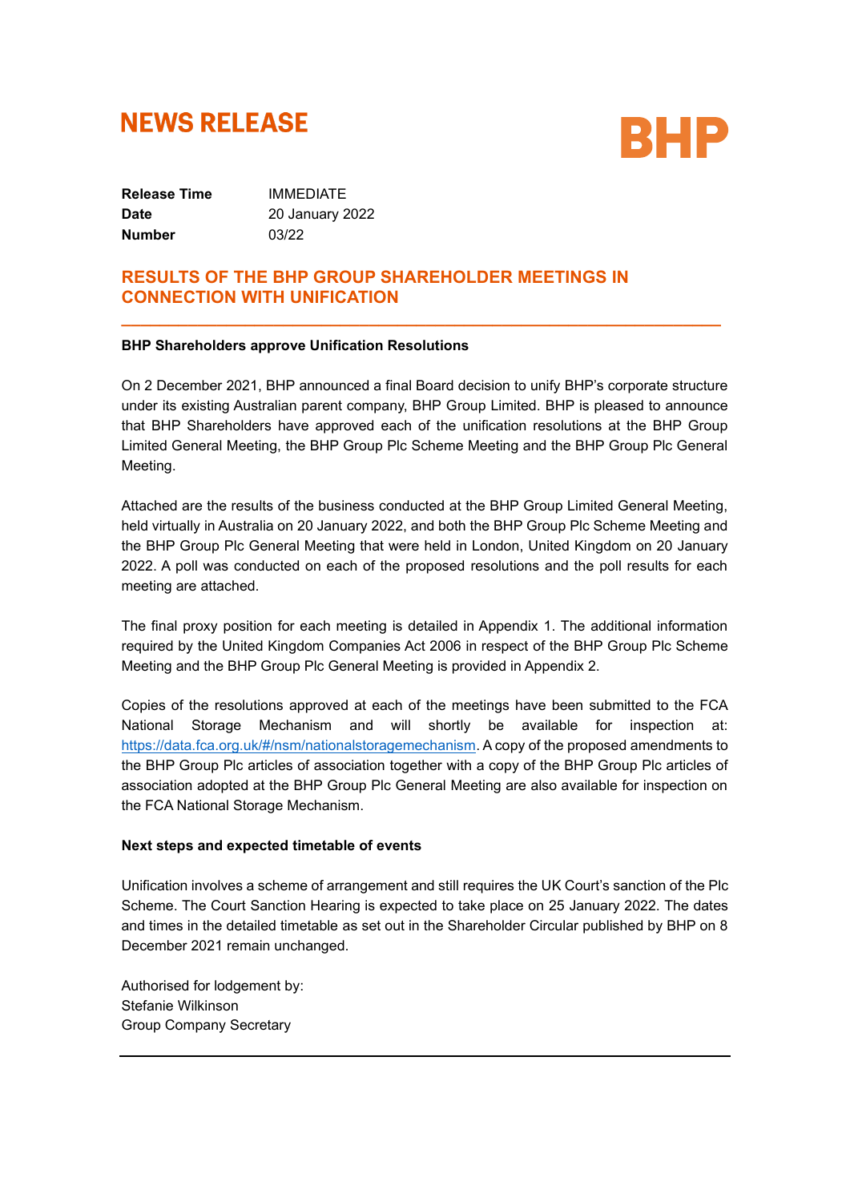# NEWS RELEASE

BHP

| | |
|---|---|
| **Release Time** | IMMEDIATE |
| **Date** | 20 January 2022 |
| **Number** | 03/22 |

## RESULTS OF THE BHP GROUP SHAREHOLDER MEETINGS IN CONNECTION WITH UNIFICATION

**BHP Shareholders approve Unification Resolutions**

On 2 December 2021, BHP announced a final Board decision to unify BHP's corporate structure under its existing Australian parent company, BHP Group Limited. BHP is pleased to announce that BHP Shareholders have approved each of the unification resolutions at the BHP Group Limited General Meeting, the BHP Group Plc Scheme Meeting and the BHP Group Plc General Meeting.

Attached are the results of the business conducted at the BHP Group Limited General Meeting, held virtually in Australia on 20 January 2022, and both the BHP Group Plc Scheme Meeting and the BHP Group Plc General Meeting that were held in London, United Kingdom on 20 January 2022. A poll was conducted on each of the proposed resolutions and the poll results for each meeting are attached.

The final proxy position for each meeting is detailed in Appendix 1. The additional information required by the United Kingdom Companies Act 2006 in respect of the BHP Group Plc Scheme Meeting and the BHP Group Plc General Meeting is provided in Appendix 2.

Copies of the resolutions approved at each of the meetings have been submitted to the FCA National Storage Mechanism and will shortly be available for inspection at: https://data.fca.org.uk/#/nsm/nationalstoragemechanism. A copy of the proposed amendments to the BHP Group Plc articles of association together with a copy of the BHP Group Plc articles of association adopted at the BHP Group Plc General Meeting are also available for inspection on the FCA National Storage Mechanism.

**Next steps and expected timetable of events**

Unification involves a scheme of arrangement and still requires the UK Court's sanction of the Plc Scheme. The Court Sanction Hearing is expected to take place on 25 January 2022. The dates and times in the detailed timetable as set out in the Shareholder Circular published by BHP on 8 December 2021 remain unchanged.

Authorised for lodgement by:
Stefanie Wilkinson
Group Company Secretary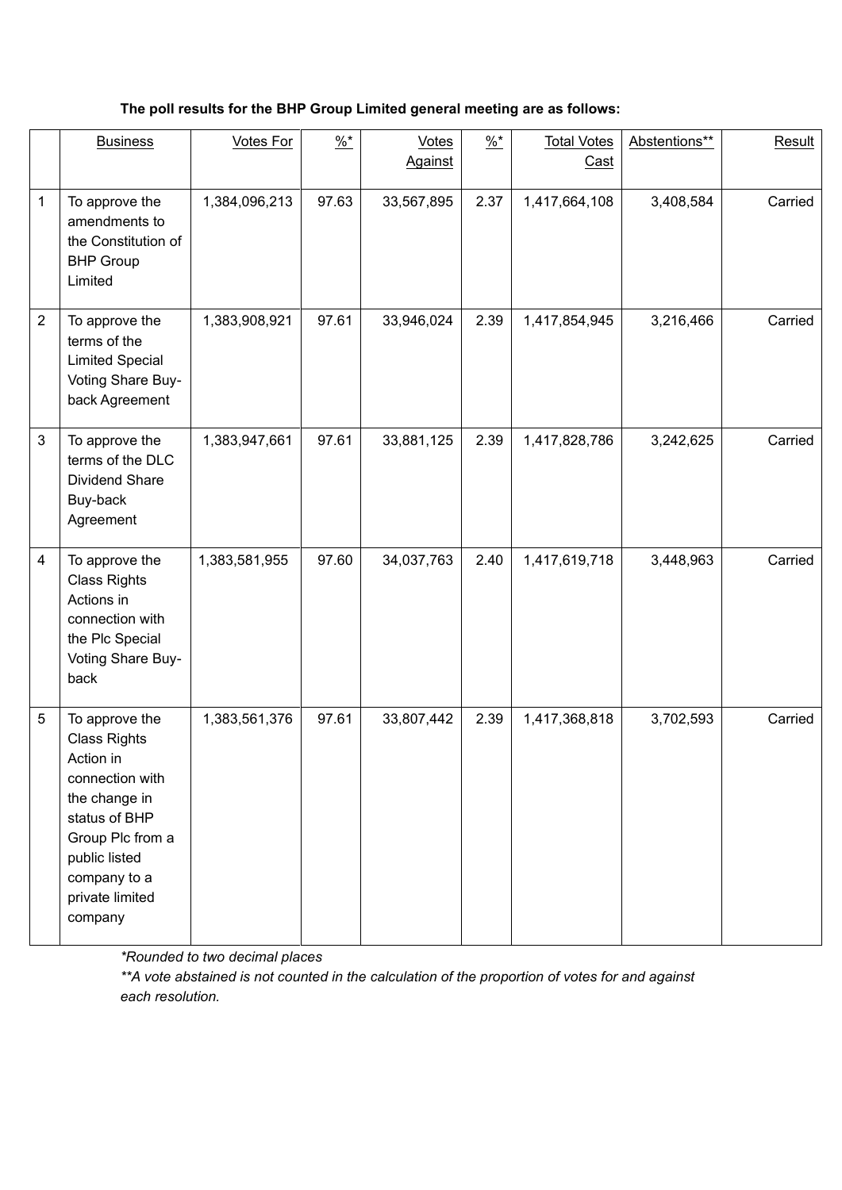**The poll results for the BHP Group Limited general meeting are as follows:**

| | Business | Votes For | %* | Votes Against | %* | Total Votes Cast | Abstentions** | Result |
|---|---|---|---|---|---|---|---|---|
| 1 | To approve the amendments to the Constitution of BHP Group Limited | 1,384,096,213 | 97.63 | 33,567,895 | 2.37 | 1,417,664,108 | 3,408,584 | Carried |
| 2 | To approve the terms of the Limited Special Voting Share Buy-back Agreement | 1,383,908,921 | 97.61 | 33,946,024 | 2.39 | 1,417,854,945 | 3,216,466 | Carried |
| 3 | To approve the terms of the DLC Dividend Share Buy-back Agreement | 1,383,947,661 | 97.61 | 33,881,125 | 2.39 | 1,417,828,786 | 3,242,625 | Carried |
| 4 | To approve the Class Rights Actions in connection with the Plc Special Voting Share Buy-back | 1,383,581,955 | 97.60 | 34,037,763 | 2.40 | 1,417,619,718 | 3,448,963 | Carried |
| 5 | To approve the Class Rights Action in connection with the change in status of BHP Group Plc from a public listed company to a private limited company | 1,383,561,376 | 97.61 | 33,807,442 | 2.39 | 1,417,368,818 | 3,702,593 | Carried |

*\*Rounded to two decimal places*

*\*\*A vote abstained is not counted in the calculation of the proportion of votes for and against each resolution.*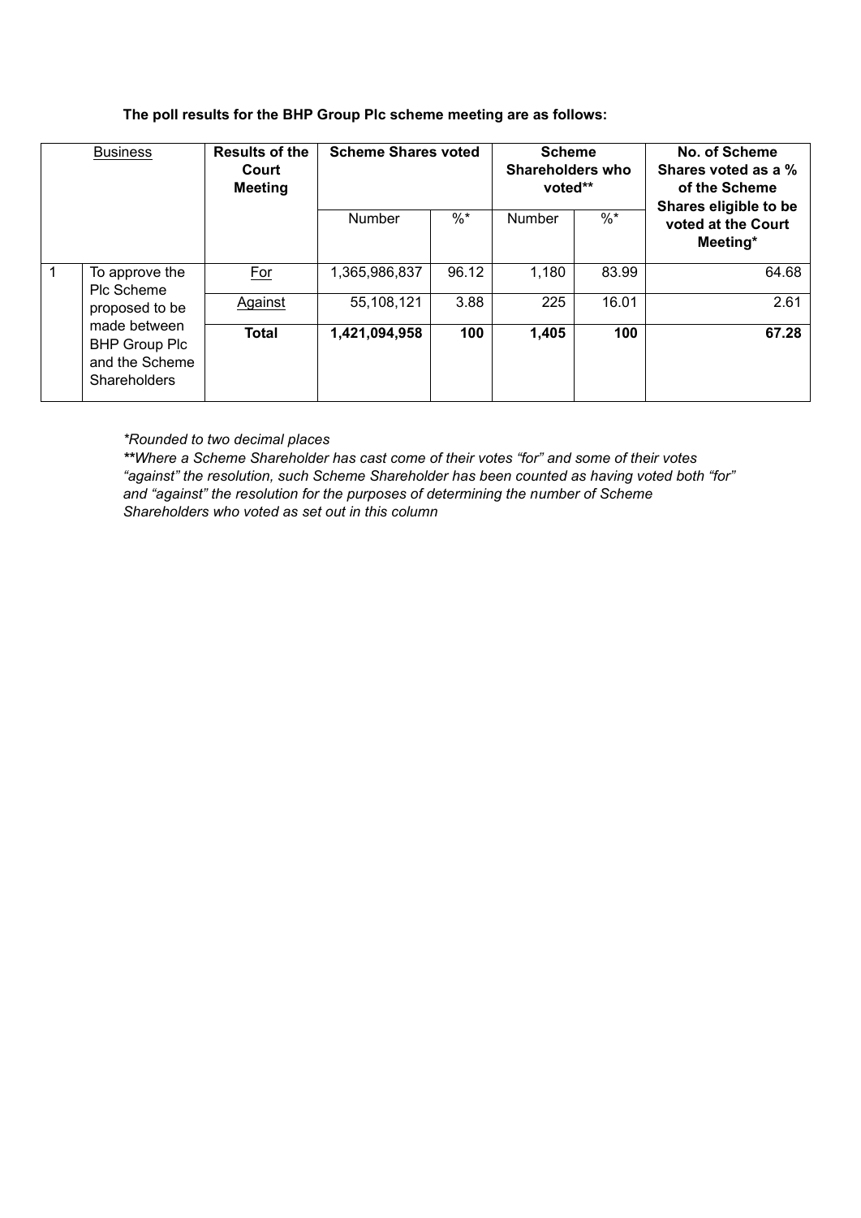**The poll results for the BHP Group Plc scheme meeting are as follows:**

| Business | | Results of the Court Meeting | Scheme Shares voted | | Scheme Shareholders who voted** | | No. of Scheme Shares voted as a % of the Scheme Shares eligible to be voted at the Court Meeting* |
|---|---|---|---|---|---|---|---|
| | | | Number | %* | Number | %* | |
| 1 | To approve the Plc Scheme proposed to be made between BHP Group Plc and the Scheme Shareholders | For | 1,365,986,837 | 96.12 | 1,180 | 83.99 | 64.68 |
| | | Against | 55,108,121 | 3.88 | 225 | 16.01 | 2.61 |
| | | **Total** | **1,421,094,958** | **100** | **1,405** | **100** | **67.28** |

*\*Rounded to two decimal places*

*\*\*Where a Scheme Shareholder has cast come of their votes "for" and some of their votes "against" the resolution, such Scheme Shareholder has been counted as having voted both "for" and "against" the resolution for the purposes of determining the number of Scheme Shareholders who voted as set out in this column*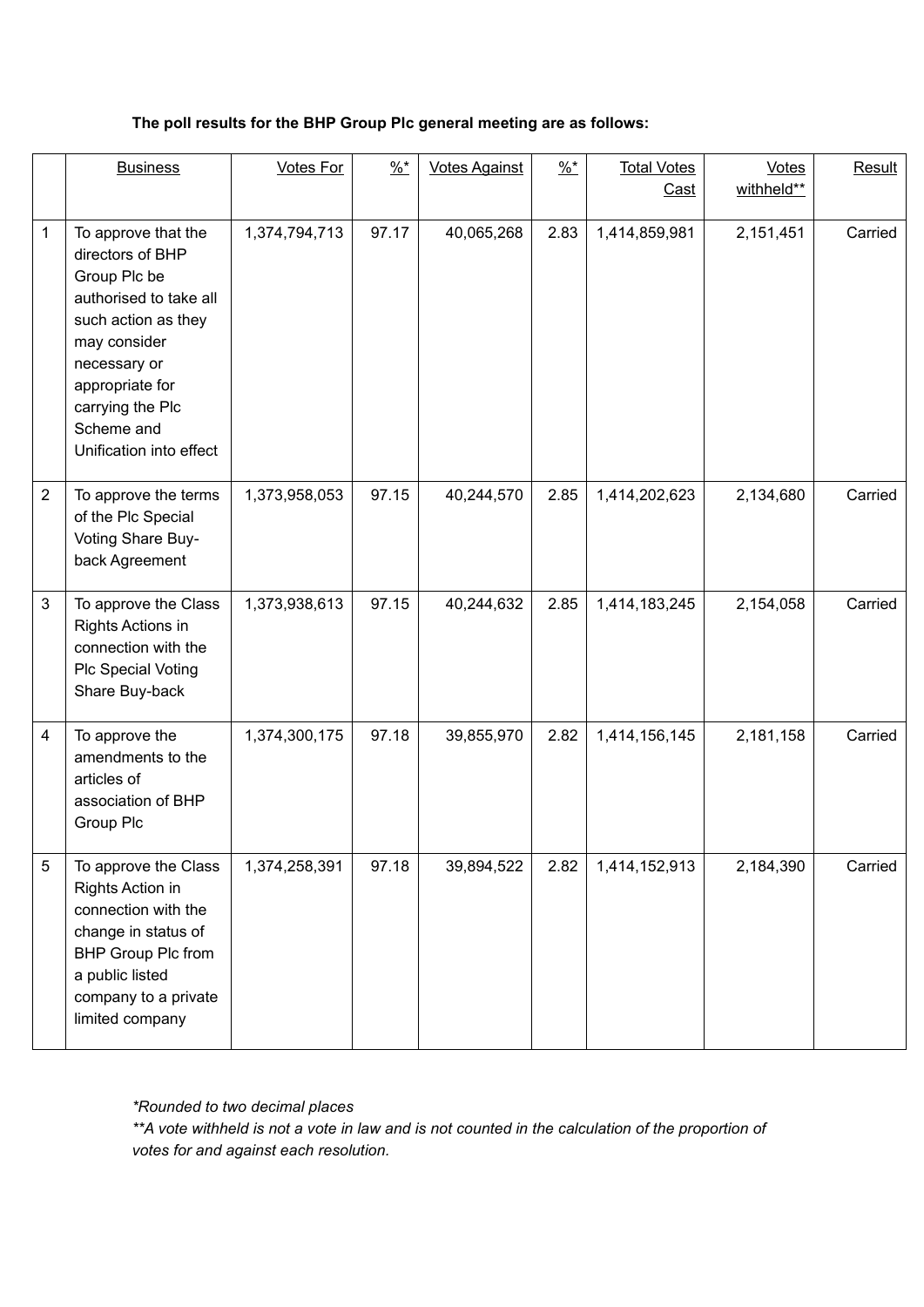**The poll results for the BHP Group Plc general meeting are as follows:**

| | Business | Votes For | %* | Votes Against | %* | Total Votes Cast | Votes withheld** | Result |
|---|---|---|---|---|---|---|---|---|
| 1 | To approve that the directors of BHP Group Plc be authorised to take all such action as they may consider necessary or appropriate for carrying the Plc Scheme and Unification into effect | 1,374,794,713 | 97.17 | 40,065,268 | 2.83 | 1,414,859,981 | 2,151,451 | Carried |
| 2 | To approve the terms of the Plc Special Voting Share Buy-back Agreement | 1,373,958,053 | 97.15 | 40,244,570 | 2.85 | 1,414,202,623 | 2,134,680 | Carried |
| 3 | To approve the Class Rights Actions in connection with the Plc Special Voting Share Buy-back | 1,373,938,613 | 97.15 | 40,244,632 | 2.85 | 1,414,183,245 | 2,154,058 | Carried |
| 4 | To approve the amendments to the articles of association of BHP Group Plc | 1,374,300,175 | 97.18 | 39,855,970 | 2.82 | 1,414,156,145 | 2,181,158 | Carried |
| 5 | To approve the Class Rights Action in connection with the change in status of BHP Group Plc from a public listed company to a private limited company | 1,374,258,391 | 97.18 | 39,894,522 | 2.82 | 1,414,152,913 | 2,184,390 | Carried |

*\*Rounded to two decimal places*

*\*\*A vote withheld is not a vote in law and is not counted in the calculation of the proportion of votes for and against each resolution.*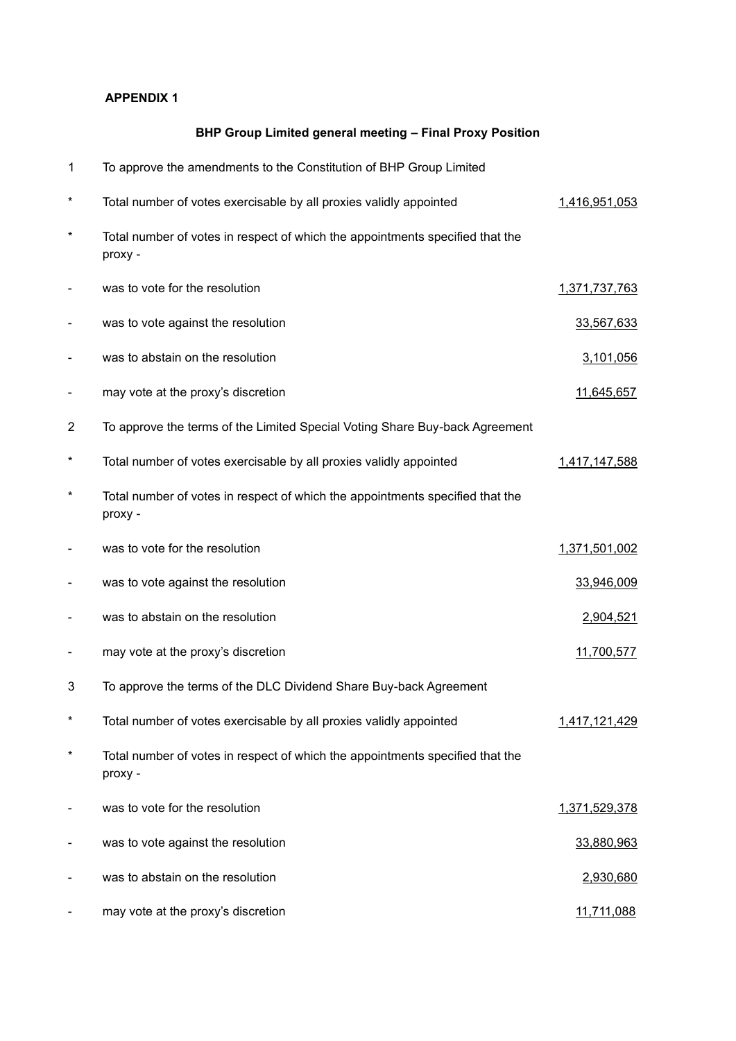**APPENDIX 1**

**BHP Group Limited general meeting – Final Proxy Position**

| | | |
|---|---|---|
| 1 | To approve the amendments to the Constitution of BHP Group Limited | |
| * | Total number of votes exercisable by all proxies validly appointed | 1,416,951,053 |
| * | Total number of votes in respect of which the appointments specified that the proxy - | |
| - | was to vote for the resolution | 1,371,737,763 |
| - | was to vote against the resolution | 33,567,633 |
| - | was to abstain on the resolution | 3,101,056 |
| - | may vote at the proxy's discretion | 11,645,657 |
| 2 | To approve the terms of the Limited Special Voting Share Buy-back Agreement | |
| * | Total number of votes exercisable by all proxies validly appointed | 1,417,147,588 |
| * | Total number of votes in respect of which the appointments specified that the proxy - | |
| - | was to vote for the resolution | 1,371,501,002 |
| - | was to vote against the resolution | 33,946,009 |
| - | was to abstain on the resolution | 2,904,521 |
| - | may vote at the proxy's discretion | 11,700,577 |
| 3 | To approve the terms of the DLC Dividend Share Buy-back Agreement | |
| * | Total number of votes exercisable by all proxies validly appointed | 1,417,121,429 |
| * | Total number of votes in respect of which the appointments specified that the proxy - | |
| - | was to vote for the resolution | 1,371,529,378 |
| - | was to vote against the resolution | 33,880,963 |
| - | was to abstain on the resolution | 2,930,680 |
| - | may vote at the proxy's discretion | 11,711,088 |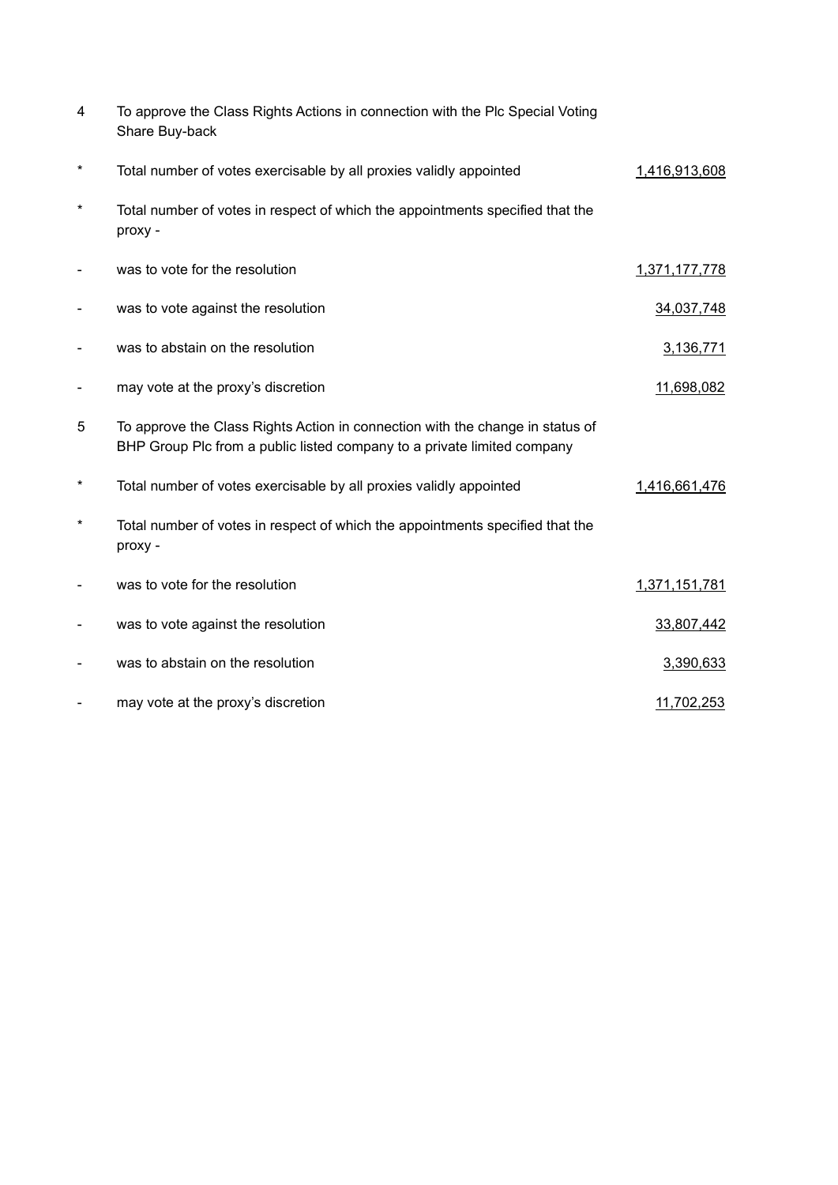4 To approve the Class Rights Actions in connection with the Plc Special Voting Share Buy-back

| | | |
|---|---|---|
| * | Total number of votes exercisable by all proxies validly appointed | 1,416,913,608 |
| * | Total number of votes in respect of which the appointments specified that the proxy - | |
| - | was to vote for the resolution | 1,371,177,778 |
| - | was to vote against the resolution | 34,037,748 |
| - | was to abstain on the resolution | 3,136,771 |
| - | may vote at the proxy's discretion | 11,698,082 |

5 To approve the Class Rights Action in connection with the change in status of BHP Group Plc from a public listed company to a private limited company

| | | |
|---|---|---|
| * | Total number of votes exercisable by all proxies validly appointed | 1,416,661,476 |
| * | Total number of votes in respect of which the appointments specified that the proxy - | |
| - | was to vote for the resolution | 1,371,151,781 |
| - | was to vote against the resolution | 33,807,442 |
| - | was to abstain on the resolution | 3,390,633 |
| - | may vote at the proxy's discretion | 11,702,253 |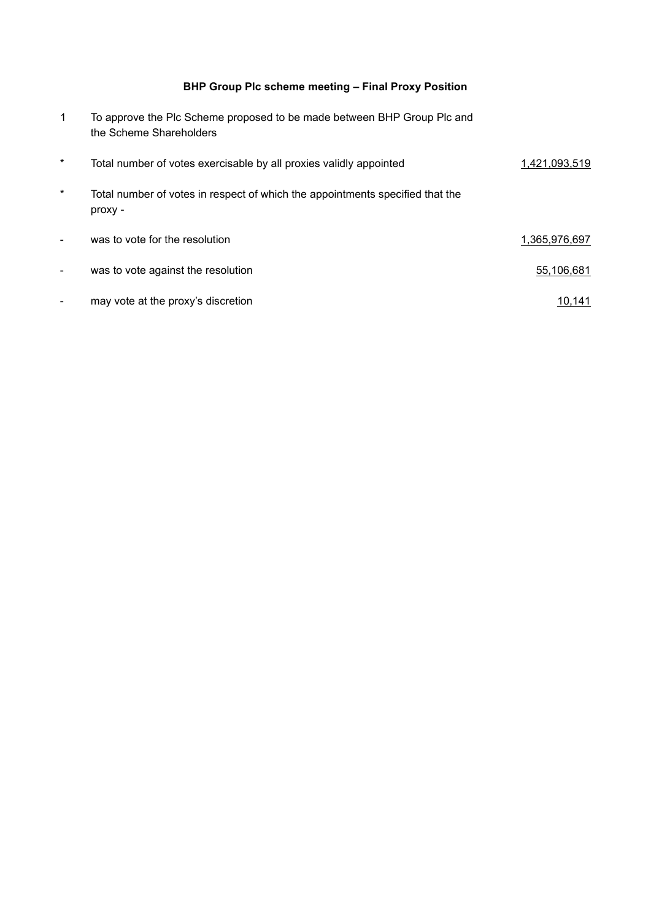**BHP Group Plc scheme meeting – Final Proxy Position**

| | | |
|---|---|---|
| 1 | To approve the Plc Scheme proposed to be made between BHP Group Plc and the Scheme Shareholders | |
| * | Total number of votes exercisable by all proxies validly appointed | 1,421,093,519 |
| * | Total number of votes in respect of which the appointments specified that the proxy - | |
| - | was to vote for the resolution | 1,365,976,697 |
| - | was to vote against the resolution | 55,106,681 |
| - | may vote at the proxy's discretion | 10,141 |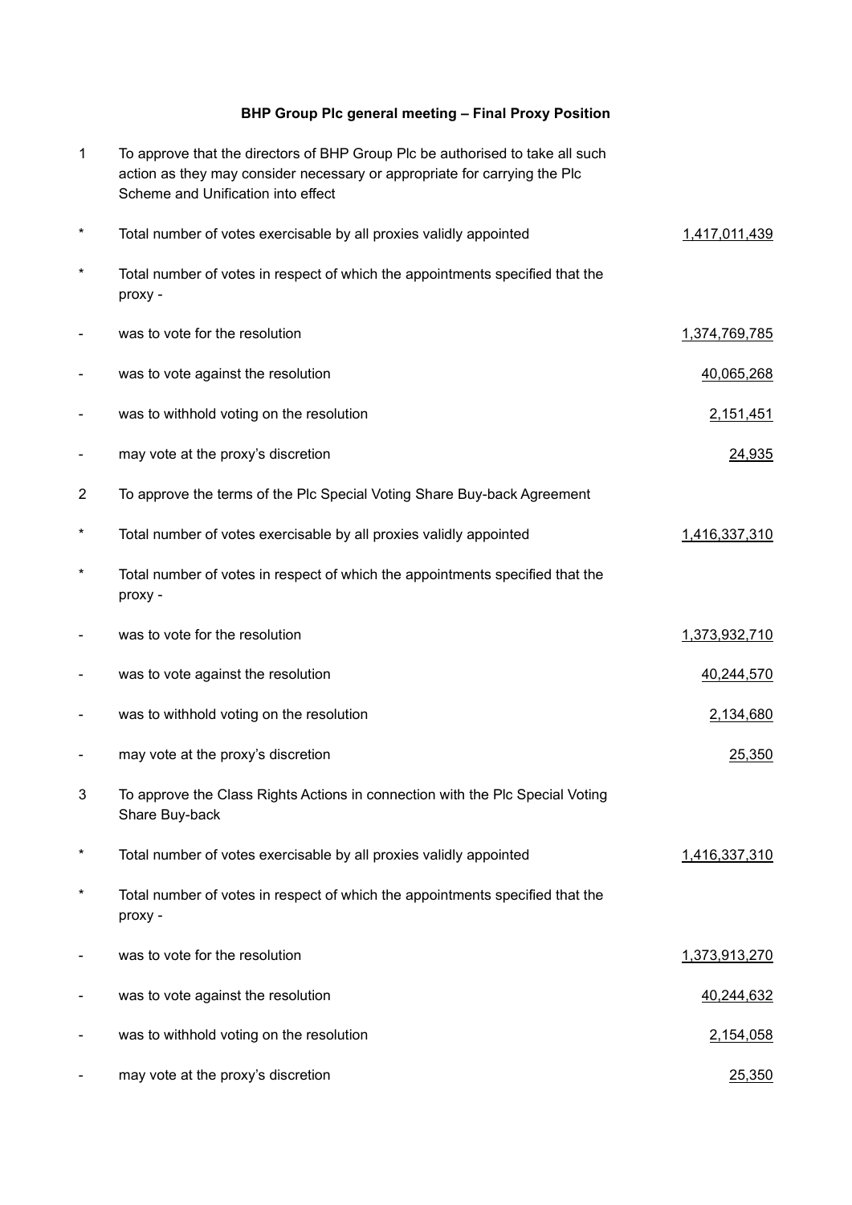**BHP Group Plc general meeting – Final Proxy Position**

| | | |
|---|---|---|
| 1 | To approve that the directors of BHP Group Plc be authorised to take all such action as they may consider necessary or appropriate for carrying the Plc Scheme and Unification into effect | |
| * | Total number of votes exercisable by all proxies validly appointed | 1,417,011,439 |
| * | Total number of votes in respect of which the appointments specified that the proxy - | |
| - | was to vote for the resolution | 1,374,769,785 |
| - | was to vote against the resolution | 40,065,268 |
| - | was to withhold voting on the resolution | 2,151,451 |
| - | may vote at the proxy's discretion | 24,935 |
| 2 | To approve the terms of the Plc Special Voting Share Buy-back Agreement | |
| * | Total number of votes exercisable by all proxies validly appointed | 1,416,337,310 |
| * | Total number of votes in respect of which the appointments specified that the proxy - | |
| - | was to vote for the resolution | 1,373,932,710 |
| - | was to vote against the resolution | 40,244,570 |
| - | was to withhold voting on the resolution | 2,134,680 |
| - | may vote at the proxy's discretion | 25,350 |
| 3 | To approve the Class Rights Actions in connection with the Plc Special Voting Share Buy-back | |
| * | Total number of votes exercisable by all proxies validly appointed | 1,416,337,310 |
| * | Total number of votes in respect of which the appointments specified that the proxy - | |
| - | was to vote for the resolution | 1,373,913,270 |
| - | was to vote against the resolution | 40,244,632 |
| - | was to withhold voting on the resolution | 2,154,058 |
| - | may vote at the proxy's discretion | 25,350 |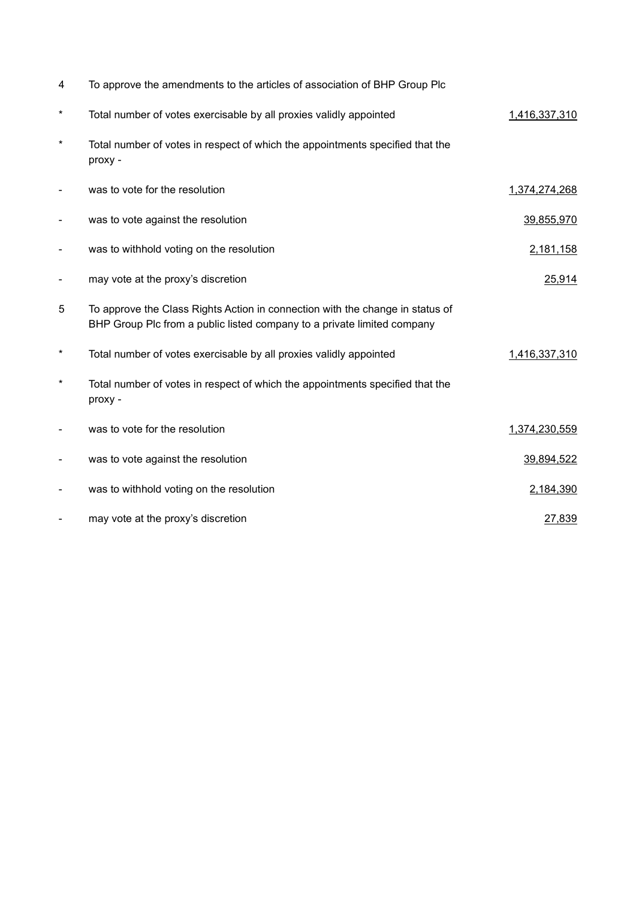| | | |
|---|---|---|
| 4 | To approve the amendments to the articles of association of BHP Group Plc | |
| * | Total number of votes exercisable by all proxies validly appointed | 1,416,337,310 |
| * | Total number of votes in respect of which the appointments specified that the proxy - | |
| - | was to vote for the resolution | 1,374,274,268 |
| - | was to vote against the resolution | 39,855,970 |
| - | was to withhold voting on the resolution | 2,181,158 |
| - | may vote at the proxy's discretion | 25,914 |
| 5 | To approve the Class Rights Action in connection with the change in status of BHP Group Plc from a public listed company to a private limited company | |
| * | Total number of votes exercisable by all proxies validly appointed | 1,416,337,310 |
| * | Total number of votes in respect of which the appointments specified that the proxy - | |
| - | was to vote for the resolution | 1,374,230,559 |
| - | was to vote against the resolution | 39,894,522 |
| - | was to withhold voting on the resolution | 2,184,390 |
| - | may vote at the proxy's discretion | 27,839 |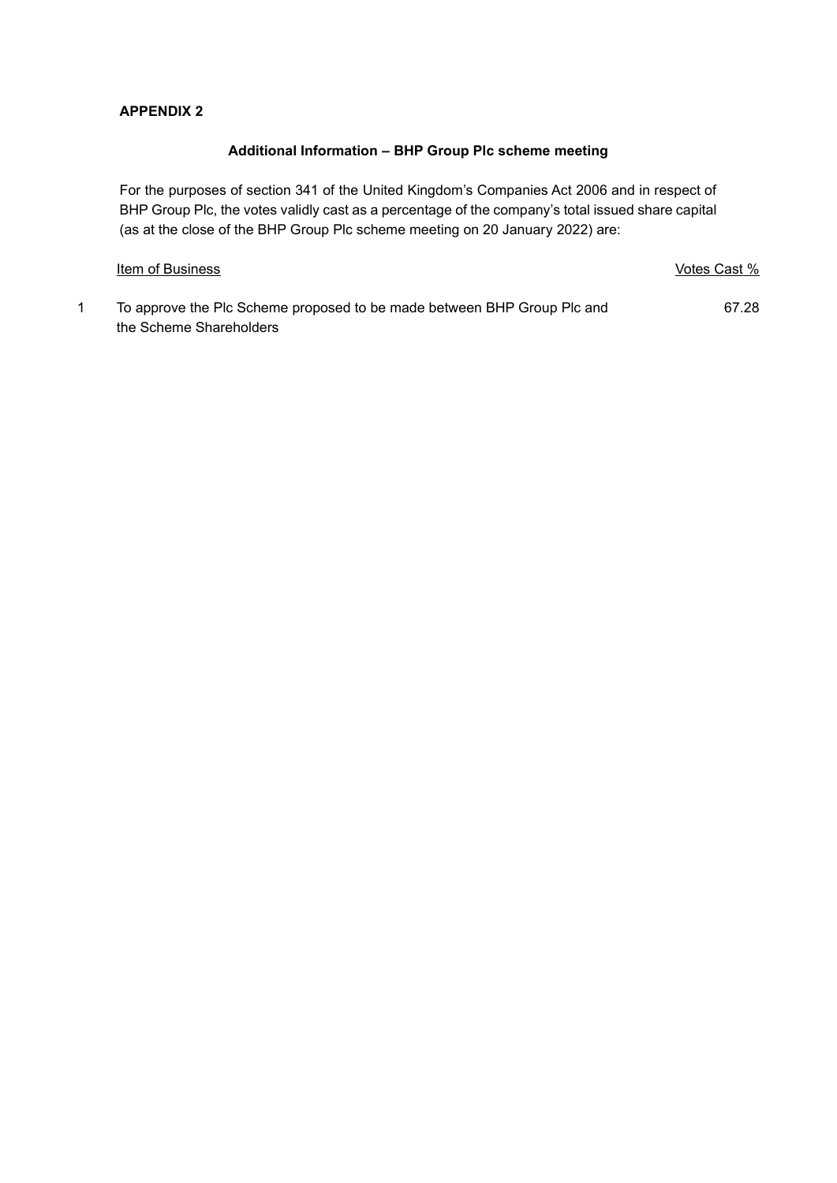**APPENDIX 2**

**Additional Information – BHP Group Plc scheme meeting**

For the purposes of section 341 of the United Kingdom's Companies Act 2006 and in respect of BHP Group Plc, the votes validly cast as a percentage of the company's total issued share capital (as at the close of the BHP Group Plc scheme meeting on 20 January 2022) are:

| | Item of Business | Votes Cast % |
|---|---|---|
| 1 | To approve the Plc Scheme proposed to be made between BHP Group Plc and the Scheme Shareholders | 67.28 |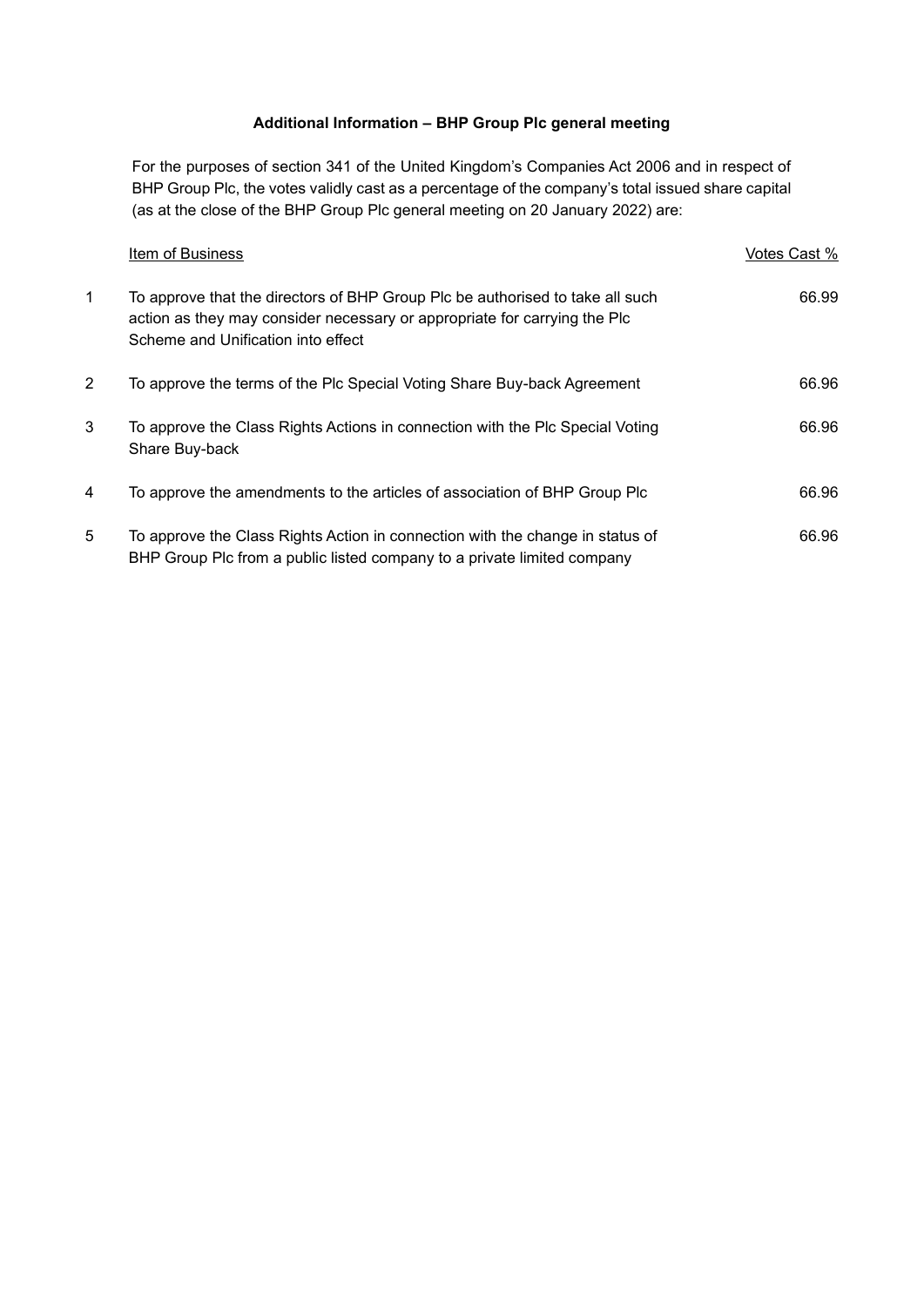**Additional Information – BHP Group Plc general meeting**

For the purposes of section 341 of the United Kingdom's Companies Act 2006 and in respect of BHP Group Plc, the votes validly cast as a percentage of the company's total issued share capital (as at the close of the BHP Group Plc general meeting on 20 January 2022) are:

| | Item of Business | Votes Cast % |
|---|---|---|
| 1 | To approve that the directors of BHP Group Plc be authorised to take all such action as they may consider necessary or appropriate for carrying the Plc Scheme and Unification into effect | 66.99 |
| 2 | To approve the terms of the Plc Special Voting Share Buy-back Agreement | 66.96 |
| 3 | To approve the Class Rights Actions in connection with the Plc Special Voting Share Buy-back | 66.96 |
| 4 | To approve the amendments to the articles of association of BHP Group Plc | 66.96 |
| 5 | To approve the Class Rights Action in connection with the change in status of BHP Group Plc from a public listed company to a private limited company | 66.96 |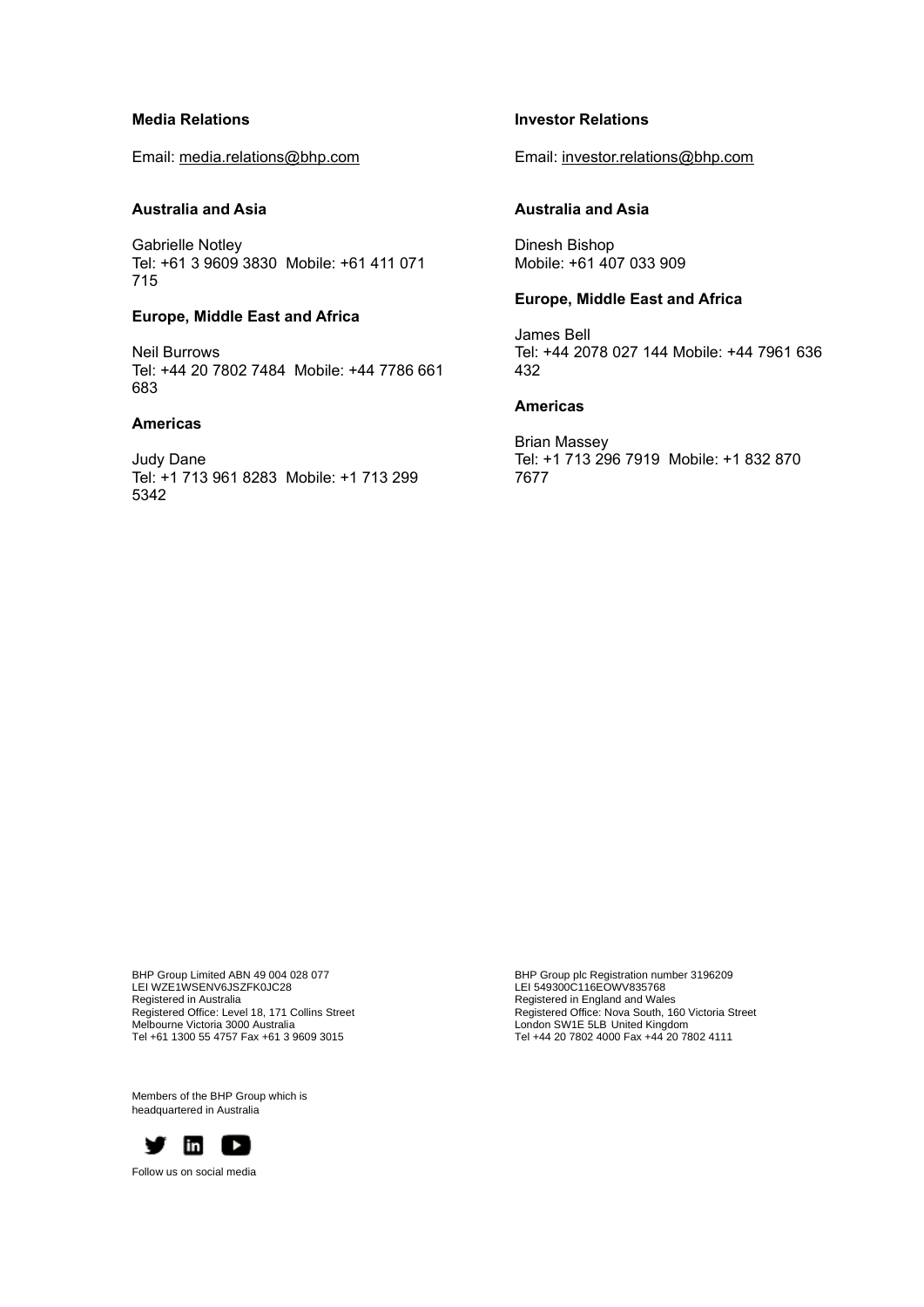**Media Relations**

Email: media.relations@bhp.com

**Australia and Asia**

Gabrielle Notley
Tel: +61 3 9609 3830  Mobile: +61 411 071 715

**Europe, Middle East and Africa**

Neil Burrows
Tel: +44 20 7802 7484  Mobile: +44 7786 661 683

**Americas**

Judy Dane
Tel: +1 713 961 8283  Mobile: +1 713 299 5342

**Investor Relations**

Email: investor.relations@bhp.com

**Australia and Asia**

Dinesh Bishop
Mobile: +61 407 033 909

**Europe, Middle East and Africa**

James Bell
Tel: +44 2078 027 144 Mobile: +44 7961 636 432

**Americas**

Brian Massey
Tel: +1 713 296 7919  Mobile: +1 832 870 7677

BHP Group Limited ABN 49 004 028 077
LEI WZE1WSENV6JSZFK0JC28
Registered in Australia
Registered Office: Level 18, 171 Collins Street
Melbourne Victoria 3000 Australia
Tel +61 1300 55 4757 Fax +61 3 9609 3015

BHP Group plc Registration number 3196209
LEI 549300C116EOWV835768
Registered in England and Wales
Registered Office: Nova South, 160 Victoria Street
London SW1E 5LB United Kingdom
Tel +44 20 7802 4000 Fax +44 20 7802 4111

Members of the BHP Group which is headquartered in Australia

Follow us on social media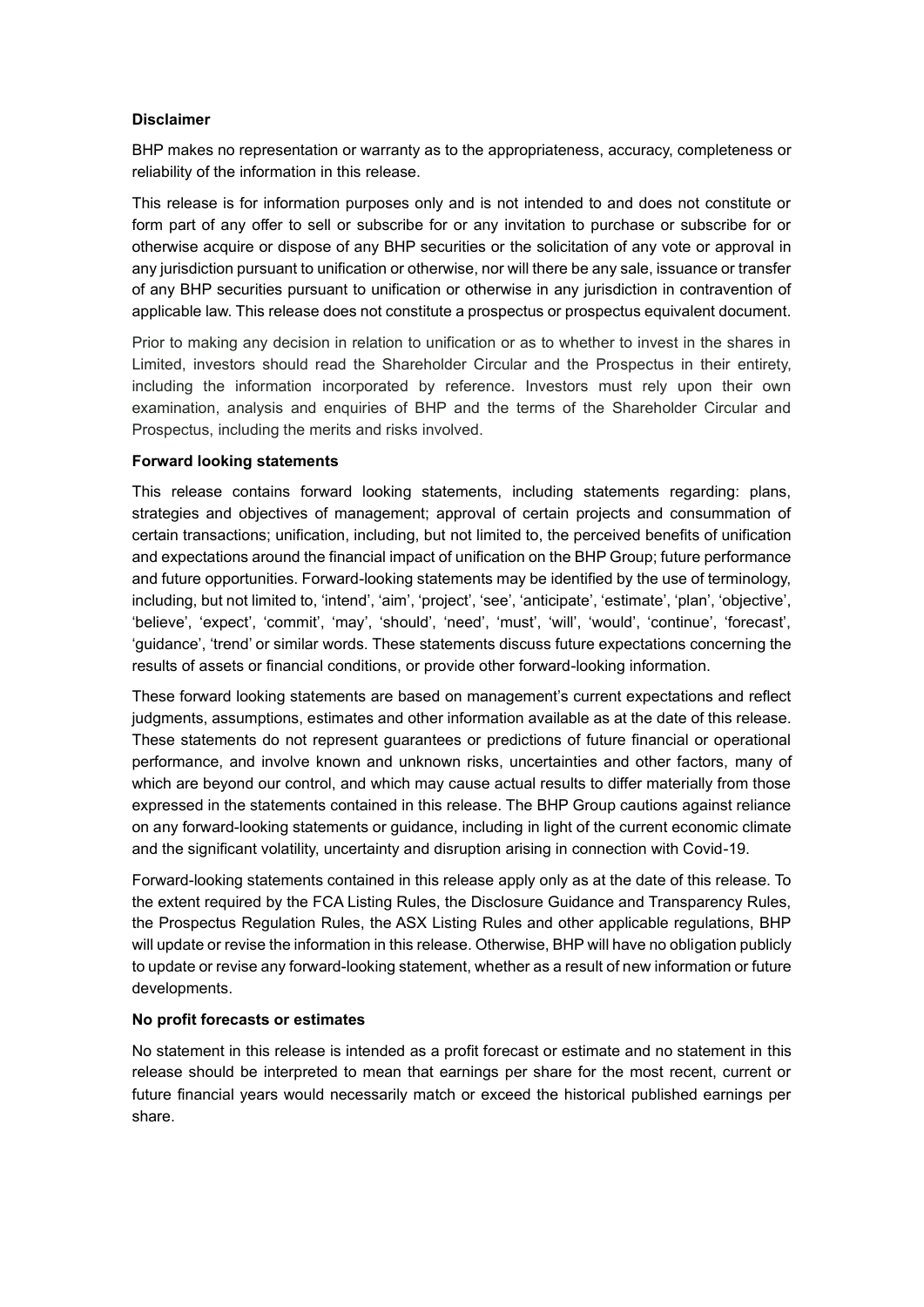**Disclaimer**

BHP makes no representation or warranty as to the appropriateness, accuracy, completeness or reliability of the information in this release.

This release is for information purposes only and is not intended to and does not constitute or form part of any offer to sell or subscribe for or any invitation to purchase or subscribe for or otherwise acquire or dispose of any BHP securities or the solicitation of any vote or approval in any jurisdiction pursuant to unification or otherwise, nor will there be any sale, issuance or transfer of any BHP securities pursuant to unification or otherwise in any jurisdiction in contravention of applicable law. This release does not constitute a prospectus or prospectus equivalent document.

Prior to making any decision in relation to unification or as to whether to invest in the shares in Limited, investors should read the Shareholder Circular and the Prospectus in their entirety, including the information incorporated by reference. Investors must rely upon their own examination, analysis and enquiries of BHP and the terms of the Shareholder Circular and Prospectus, including the merits and risks involved.

**Forward looking statements**

This release contains forward looking statements, including statements regarding: plans, strategies and objectives of management; approval of certain projects and consummation of certain transactions; unification, including, but not limited to, the perceived benefits of unification and expectations around the financial impact of unification on the BHP Group; future performance and future opportunities. Forward-looking statements may be identified by the use of terminology, including, but not limited to, 'intend', 'aim', 'project', 'see', 'anticipate', 'estimate', 'plan', 'objective', 'believe', 'expect', 'commit', 'may', 'should', 'need', 'must', 'will', 'would', 'continue', 'forecast', 'guidance', 'trend' or similar words. These statements discuss future expectations concerning the results of assets or financial conditions, or provide other forward-looking information.

These forward looking statements are based on management's current expectations and reflect judgments, assumptions, estimates and other information available as at the date of this release. These statements do not represent guarantees or predictions of future financial or operational performance, and involve known and unknown risks, uncertainties and other factors, many of which are beyond our control, and which may cause actual results to differ materially from those expressed in the statements contained in this release. The BHP Group cautions against reliance on any forward-looking statements or guidance, including in light of the current economic climate and the significant volatility, uncertainty and disruption arising in connection with Covid-19.

Forward-looking statements contained in this release apply only as at the date of this release. To the extent required by the FCA Listing Rules, the Disclosure Guidance and Transparency Rules, the Prospectus Regulation Rules, the ASX Listing Rules and other applicable regulations, BHP will update or revise the information in this release. Otherwise, BHP will have no obligation publicly to update or revise any forward-looking statement, whether as a result of new information or future developments.

**No profit forecasts or estimates**

No statement in this release is intended as a profit forecast or estimate and no statement in this release should be interpreted to mean that earnings per share for the most recent, current or future financial years would necessarily match or exceed the historical published earnings per share.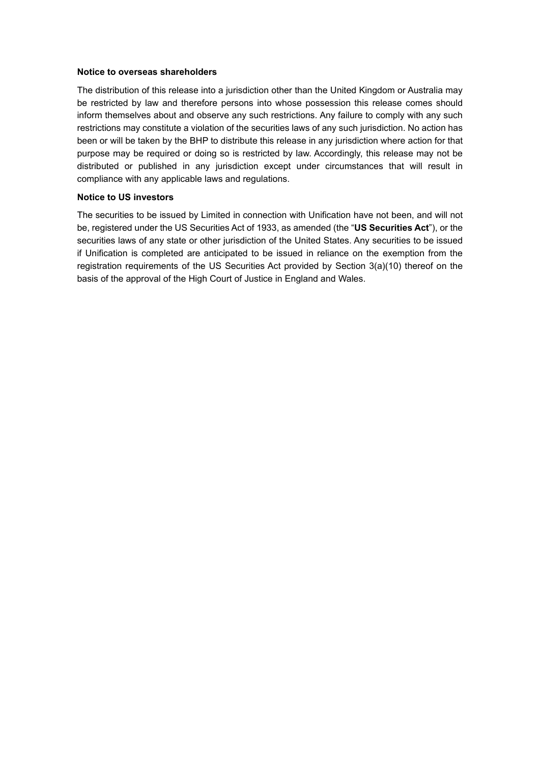**Notice to overseas shareholders**

The distribution of this release into a jurisdiction other than the United Kingdom or Australia may be restricted by law and therefore persons into whose possession this release comes should inform themselves about and observe any such restrictions. Any failure to comply with any such restrictions may constitute a violation of the securities laws of any such jurisdiction. No action has been or will be taken by the BHP to distribute this release in any jurisdiction where action for that purpose may be required or doing so is restricted by law. Accordingly, this release may not be distributed or published in any jurisdiction except under circumstances that will result in compliance with any applicable laws and regulations.

**Notice to US investors**

The securities to be issued by Limited in connection with Unification have not been, and will not be, registered under the US Securities Act of 1933, as amended (the "**US Securities Act**"), or the securities laws of any state or other jurisdiction of the United States. Any securities to be issued if Unification is completed are anticipated to be issued in reliance on the exemption from the registration requirements of the US Securities Act provided by Section 3(a)(10) thereof on the basis of the approval of the High Court of Justice in England and Wales.